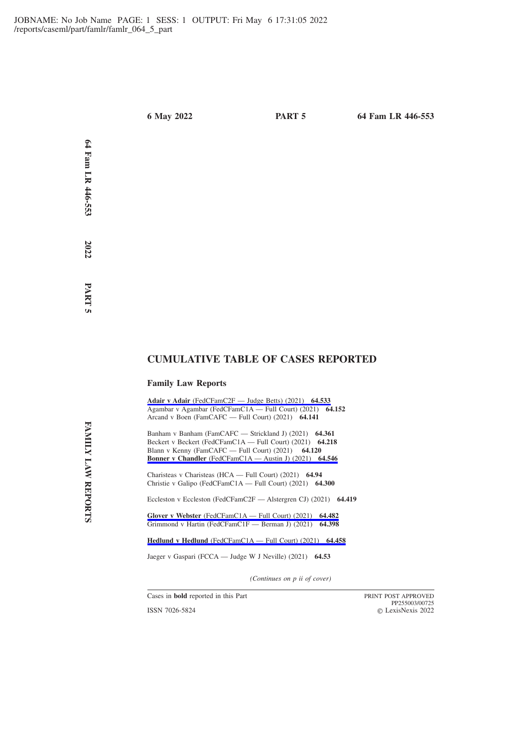# CUMULATIVE TABLE OF CASES REPORTED

## Family Law Reports

**Adair v Adair** (FedCFamC2F — Judge Betts) (2021) **64.533**
Agambar v Agambar (FedCFamC1A — Full Court) (2021) **64.152**
Arcand v Boen (FamCAFC — Full Court) (2021) **64.141**

Banham v Banham (FamCAFC — Strickland J) (2021) **64.361**
Beckert v Beckert (FedCFamC1A — Full Court) (2021) **64.218**
Blann v Kenny (FamCAFC — Full Court) (2021) **64.120**
**Bonner v Chandler** (FedCFamC1A — Austin J) (2021) **64.546**

Charisteas v Charisteas (HCA — Full Court) (2021) **64.94**
Christie v Galipo (FedCFamC1A — Full Court) (2021) **64.300**

Eccleston v Eccleston (FedCFamC2F — Alstergren CJ) (2021) **64.419**

**Glover v Webster** (FedCFamC1A — Full Court) (2021) **64.482**
Grimmond v Hartin (FedCFamC1F — Berman J) (2021) **64.398**

**Hedlund v Hedlund** (FedCFamC1A — Full Court) (2021) **64.458**

Jaeger v Gaspari (FCCA — Judge W J Neville) (2021) **64.53**

*(Continues on p ii of cover)*

Cases in **bold** reported in this Part

ISSN 7026-5824

PRINT POST APPROVED
PP255003/00725
© LexisNexis 2022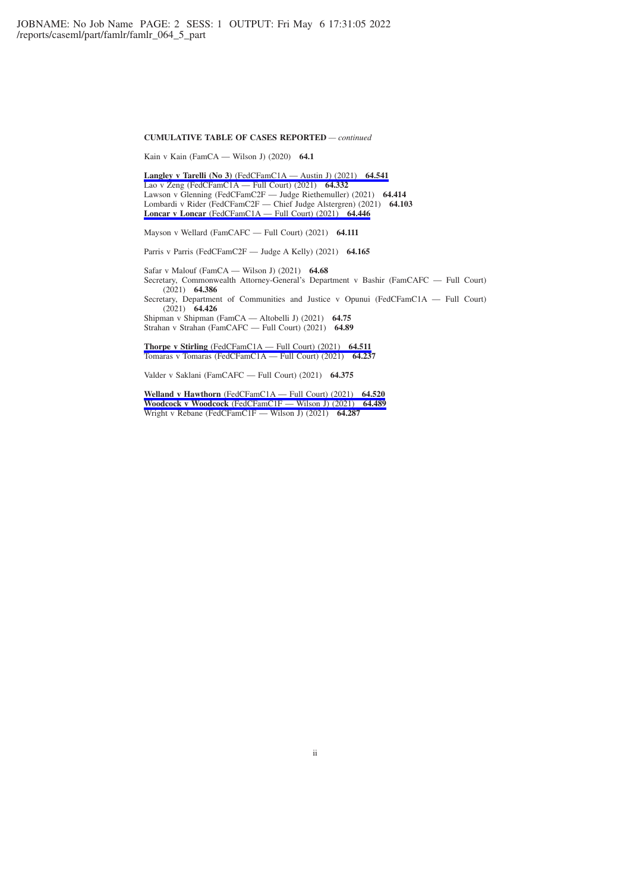**CUMULATIVE TABLE OF CASES REPORTED** — *continued*

Kain v Kain (FamCA — Wilson J) (2020) **64.1**

**Langley v Tarelli (No 3)** (FedCFamC1A — Austin J) (2021) **64.541**
Lao v Zeng (FedCFamC1A — Full Court) (2021) **64.332**
Lawson v Glenning (FedCFamC2F — Judge Riethemuller) (2021) **64.414**
Lombardi v Rider (FedCFamC2F — Chief Judge Alstergren) (2021) **64.103**
**Loncar v Loncar** (FedCFamC1A — Full Court) (2021) **64.446**

Mayson v Wellard (FamCAFC — Full Court) (2021) **64.111**

Parris v Parris (FedCFamC2F — Judge A Kelly) (2021) **64.165**

Safar v Malouf (FamCA — Wilson J) (2021) **64.68**
Secretary, Commonwealth Attorney-General's Department v Bashir (FamCAFC — Full Court) (2021) **64.386**
Secretary, Department of Communities and Justice v Opunui (FedCFamC1A — Full Court) (2021) **64.426**
Shipman v Shipman (FamCA — Altobelli J) (2021) **64.75**
Strahan v Strahan (FamCAFC — Full Court) (2021) **64.89**

**Thorpe v Stirling** (FedCFamC1A — Full Court) (2021) **64.511**
Tomaras v Tomaras (FedCFamC1A — Full Court) (2021) **64.237**

Valder v Saklani (FamCAFC — Full Court) (2021) **64.375**

**Welland v Hawthorn** (FedCFamC1A — Full Court) (2021) **64.520**
**Woodcock v Woodcock** (FedCFamC1F — Wilson J) (2021) **64.489**
Wright v Rebane (FedCFamC1F — Wilson J) (2021) **64.287**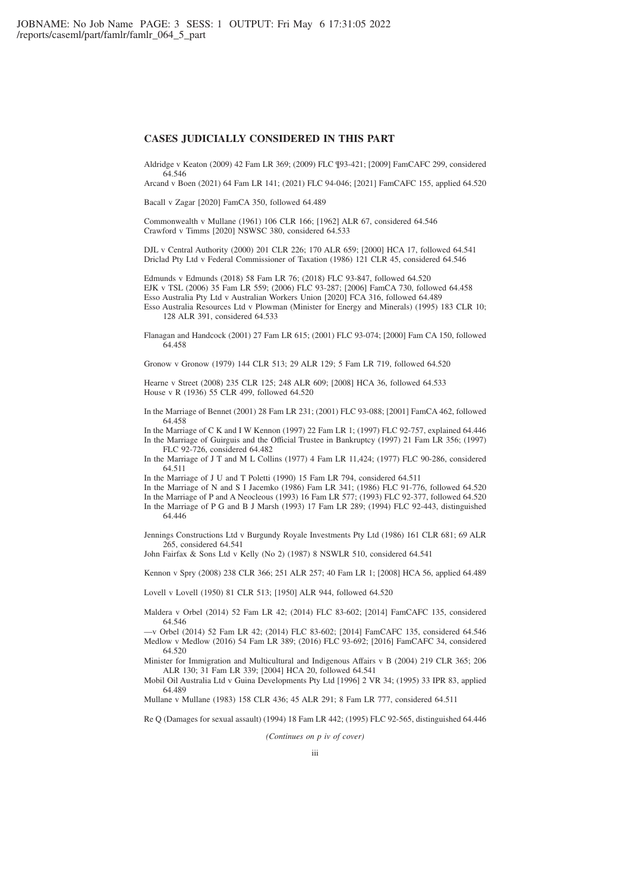## CASES JUDICIALLY CONSIDERED IN THIS PART

Aldridge v Keaton (2009) 42 Fam LR 369; (2009) FLC ¶93-421; [2009] FamCAFC 299, considered 64.546

Arcand v Boen (2021) 64 Fam LR 141; (2021) FLC 94-046; [2021] FamCAFC 155, applied 64.520

Bacall v Zagar [2020] FamCA 350, followed 64.489

Commonwealth v Mullane (1961) 106 CLR 166; [1962] ALR 67, considered 64.546

Crawford v Timms [2020] NSWSC 380, considered 64.533

DJL v Central Authority (2000) 201 CLR 226; 170 ALR 659; [2000] HCA 17, followed 64.541

Driclad Pty Ltd v Federal Commissioner of Taxation (1986) 121 CLR 45, considered 64.546

Edmunds v Edmunds (2018) 58 Fam LR 76; (2018) FLC 93-847, followed 64.520

EJK v TSL (2006) 35 Fam LR 559; (2006) FLC 93-287; [2006] FamCA 730, followed 64.458

Esso Australia Pty Ltd v Australian Workers Union [2020] FCA 316, followed 64.489

Esso Australia Resources Ltd v Plowman (Minister for Energy and Minerals) (1995) 183 CLR 10; 128 ALR 391, considered 64.533

Flanagan and Handcock (2001) 27 Fam LR 615; (2001) FLC 93-074; [2000] Fam CA 150, followed 64.458

Gronow v Gronow (1979) 144 CLR 513; 29 ALR 129; 5 Fam LR 719, followed 64.520

Hearne v Street (2008) 235 CLR 125; 248 ALR 609; [2008] HCA 36, followed 64.533

House v R (1936) 55 CLR 499, followed 64.520

In the Marriage of Bennet (2001) 28 Fam LR 231; (2001) FLC 93-088; [2001] FamCA 462, followed 64.458

In the Marriage of C K and I W Kennon (1997) 22 Fam LR 1; (1997) FLC 92-757, explained 64.446

In the Marriage of Guirguis and the Official Trustee in Bankruptcy (1997) 21 Fam LR 356; (1997) FLC 92-726, considered 64.482

In the Marriage of J T and M L Collins (1977) 4 Fam LR 11,424; (1977) FLC 90-286, considered 64.511

In the Marriage of J U and T Poletti (1990) 15 Fam LR 794, considered 64.511

In the Marriage of N and S I Jacemko (1986) Fam LR 341; (1986) FLC 91-776, followed 64.520

In the Marriage of P and A Neocleous (1993) 16 Fam LR 577; (1993) FLC 92-377, followed 64.520

In the Marriage of P G and B J Marsh (1993) 17 Fam LR 289; (1994) FLC 92-443, distinguished 64.446

Jennings Constructions Ltd v Burgundy Royale Investments Pty Ltd (1986) 161 CLR 681; 69 ALR 265, considered 64.541

John Fairfax & Sons Ltd v Kelly (No 2) (1987) 8 NSWLR 510, considered 64.541

Kennon v Spry (2008) 238 CLR 366; 251 ALR 257; 40 Fam LR 1; [2008] HCA 56, applied 64.489

Lovell v Lovell (1950) 81 CLR 513; [1950] ALR 944, followed 64.520

Maldera v Orbel (2014) 52 Fam LR 42; (2014) FLC 83-602; [2014] FamCAFC 135, considered 64.546

—v Orbel (2014) 52 Fam LR 42; (2014) FLC 83-602; [2014] FamCAFC 135, considered 64.546

Medlow v Medlow (2016) 54 Fam LR 389; (2016) FLC 93-692; [2016] FamCAFC 34, considered 64.520

Minister for Immigration and Multicultural and Indigenous Affairs v B (2004) 219 CLR 365; 206 ALR 130; 31 Fam LR 339; [2004] HCA 20, followed 64.541

Mobil Oil Australia Ltd v Guina Developments Pty Ltd [1996] 2 VR 34; (1995) 33 IPR 83, applied 64.489

Mullane v Mullane (1983) 158 CLR 436; 45 ALR 291; 8 Fam LR 777, considered 64.511

Re Q (Damages for sexual assault) (1994) 18 Fam LR 442; (1995) FLC 92-565, distinguished 64.446

*(Continues on p iv of cover)*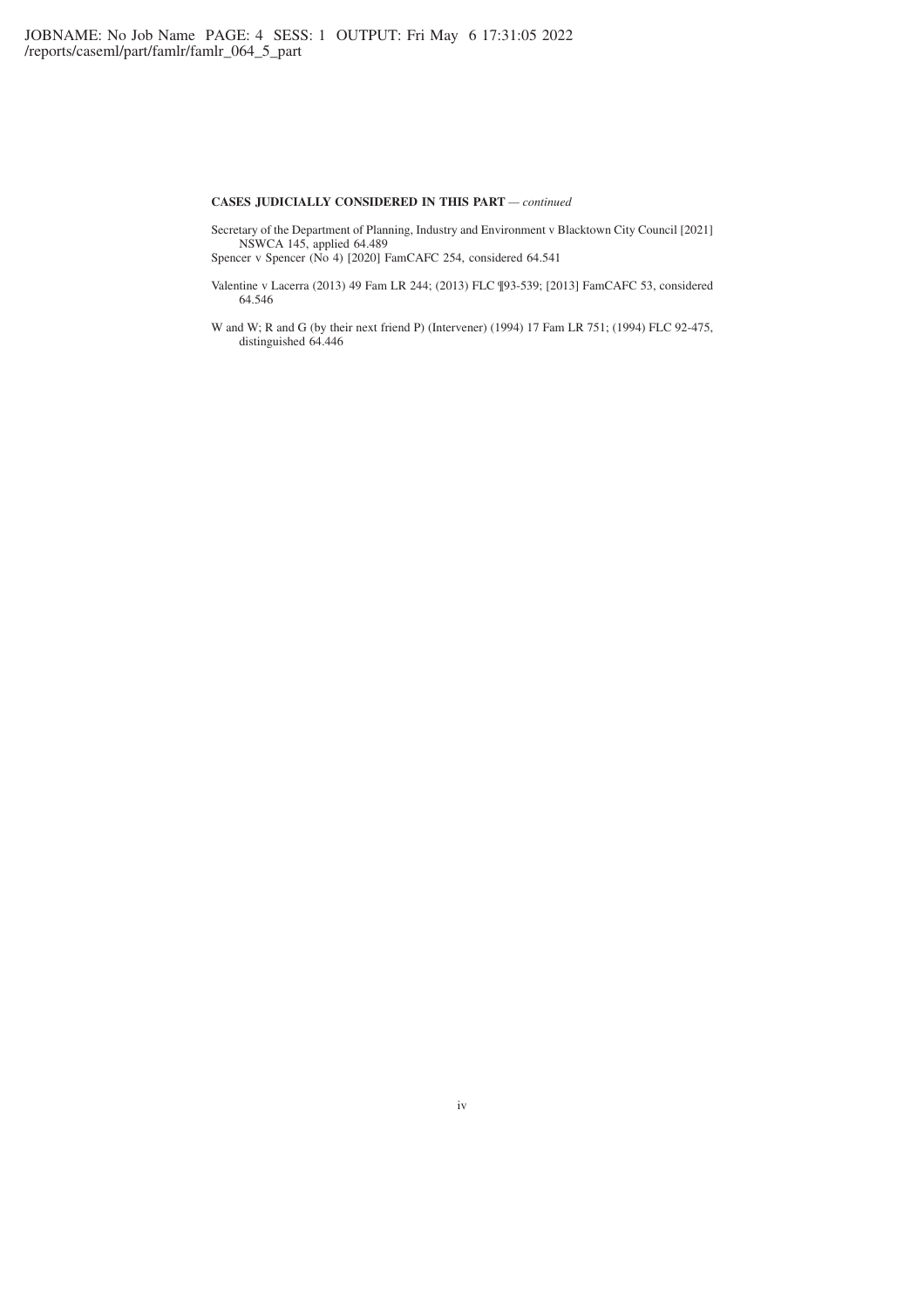**CASES JUDICIALLY CONSIDERED IN THIS PART** — *continued*

Secretary of the Department of Planning, Industry and Environment v Blacktown City Council [2021] NSWCA 145, applied 64.489

Spencer v Spencer (No 4) [2020] FamCAFC 254, considered 64.541

Valentine v Lacerra (2013) 49 Fam LR 244; (2013) FLC ¶93-539; [2013] FamCAFC 53, considered 64.546

W and W; R and G (by their next friend P) (Intervener) (1994) 17 Fam LR 751; (1994) FLC 92-475, distinguished 64.446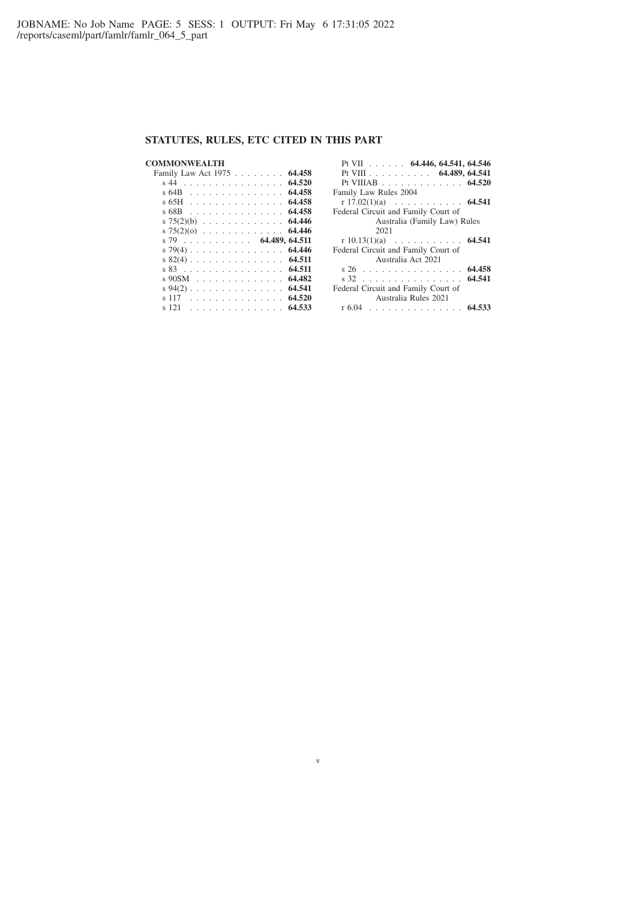## STATUTES, RULES, ETC CITED IN THIS PART

**COMMONWEALTH**

Family Law Act 1975 . . . . . . . . **64.458**
- s 44 . . . . . . . . . . . . . . . . **64.520**
- s 64B . . . . . . . . . . . . . . . **64.458**
- s 65H . . . . . . . . . . . . . . . **64.458**
- s 68B . . . . . . . . . . . . . . . **64.458**
- s 75(2)(b) . . . . . . . . . . . . . **64.446**
- s 75(2)(o) . . . . . . . . . . . . . **64.446**
- s 79 . . . . . . . . . . . **64.489, 64.511**
- s 79(4) . . . . . . . . . . . . . . . **64.446**
- s 82(4) . . . . . . . . . . . . . . . **64.511**
- s 83 . . . . . . . . . . . . . . . . **64.511**
- s 90SM . . . . . . . . . . . . . . **64.482**
- s 94(2) . . . . . . . . . . . . . . . **64.541**
- s 117 . . . . . . . . . . . . . . . **64.520**
- s 121 . . . . . . . . . . . . . . . **64.533**
- Pt VII . . . . . . **64.446, 64.541, 64.546**
- Pt VIII . . . . . . . . . . **64.489, 64.541**
- Pt VIIIAB . . . . . . . . . . . . . **64.520**

Family Law Rules 2004
- r 17.02(1)(a) . . . . . . . . . . . **64.541**

Federal Circuit and Family Court of Australia (Family Law) Rules 2021
- r 10.13(1)(a) . . . . . . . . . . . **64.541**

Federal Circuit and Family Court of Australia Act 2021
- s 26 . . . . . . . . . . . . . . . . **64.458**
- s 32 . . . . . . . . . . . . . . . . **64.541**

Federal Circuit and Family Court of Australia Rules 2021
- r 6.04 . . . . . . . . . . . . . . . **64.533**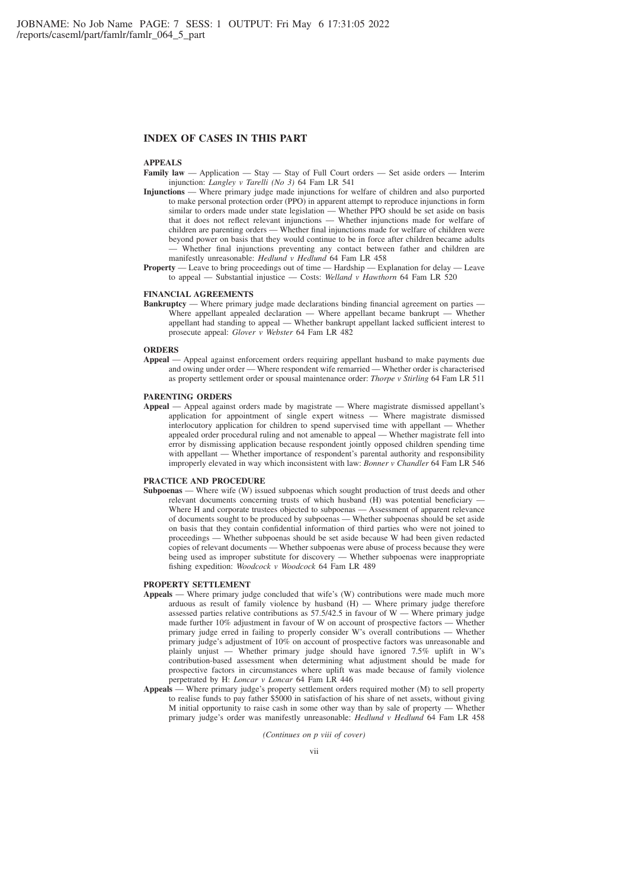## INDEX OF CASES IN THIS PART

### APPEALS

**Family law** — Application — Stay — Stay of Full Court orders — Set aside orders — Interim injunction: *Langley v Tarelli (No 3)* 64 Fam LR 541

**Injunctions** — Where primary judge made injunctions for welfare of children and also purported to make personal protection order (PPO) in apparent attempt to reproduce injunctions in form similar to orders made under state legislation — Whether PPO should be set aside on basis that it does not reflect relevant injunctions — Whether injunctions made for welfare of children are parenting orders — Whether final injunctions made for welfare of children were beyond power on basis that they would continue to be in force after children became adults — Whether final injunctions preventing any contact between father and children are manifestly unreasonable: *Hedlund v Hedlund* 64 Fam LR 458

**Property** — Leave to bring proceedings out of time — Hardship — Explanation for delay — Leave to appeal — Substantial injustice — Costs: *Welland v Hawthorn* 64 Fam LR 520

### FINANCIAL AGREEMENTS

**Bankruptcy** — Where primary judge made declarations binding financial agreement on parties — Where appellant appealed declaration — Where appellant became bankrupt — Whether appellant had standing to appeal — Whether bankrupt appellant lacked sufficient interest to prosecute appeal: *Glover v Webster* 64 Fam LR 482

### ORDERS

**Appeal** — Appeal against enforcement orders requiring appellant husband to make payments due and owing under order — Where respondent wife remarried — Whether order is characterised as property settlement order or spousal maintenance order: *Thorpe v Stirling* 64 Fam LR 511

### PARENTING ORDERS

**Appeal** — Appeal against orders made by magistrate — Where magistrate dismissed appellant's application for appointment of single expert witness — Where magistrate dismissed interlocutory application for children to spend supervised time with appellant — Whether appealed order procedural ruling and not amenable to appeal — Whether magistrate fell into error by dismissing application because respondent jointly opposed children spending time with appellant — Whether importance of respondent's parental authority and responsibility improperly elevated in way which inconsistent with law: *Bonner v Chandler* 64 Fam LR 546

### PRACTICE AND PROCEDURE

**Subpoenas** — Where wife (W) issued subpoenas which sought production of trust deeds and other relevant documents concerning trusts of which husband (H) was potential beneficiary — Where H and corporate trustees objected to subpoenas — Assessment of apparent relevance of documents sought to be produced by subpoenas — Whether subpoenas should be set aside on basis that they contain confidential information of third parties who were not joined to proceedings — Whether subpoenas should be set aside because W had been given redacted copies of relevant documents — Whether subpoenas were abuse of process because they were being used as improper substitute for discovery — Whether subpoenas were inappropriate fishing expedition: *Woodcock v Woodcock* 64 Fam LR 489

### PROPERTY SETTLEMENT

**Appeals** — Where primary judge concluded that wife's (W) contributions were made much more arduous as result of family violence by husband (H) — Where primary judge therefore assessed parties relative contributions as 57.5/42.5 in favour of W — Where primary judge made further 10% adjustment in favour of W on account of prospective factors — Whether primary judge erred in failing to properly consider W's overall contributions — Whether primary judge's adjustment of 10% on account of prospective factors was unreasonable and plainly unjust — Whether primary judge should have ignored 7.5% uplift in W's contribution-based assessment when determining what adjustment should be made for prospective factors in circumstances where uplift was made because of family violence perpetrated by H: *Loncar v Loncar* 64 Fam LR 446

**Appeals** — Where primary judge's property settlement orders required mother (M) to sell property to realise funds to pay father $5000 in satisfaction of his share of net assets, without giving M initial opportunity to raise cash in some other way than by sale of property — Whether primary judge's order was manifestly unreasonable: *Hedlund v Hedlund* 64 Fam LR 458

*(Continues on p viii of cover)*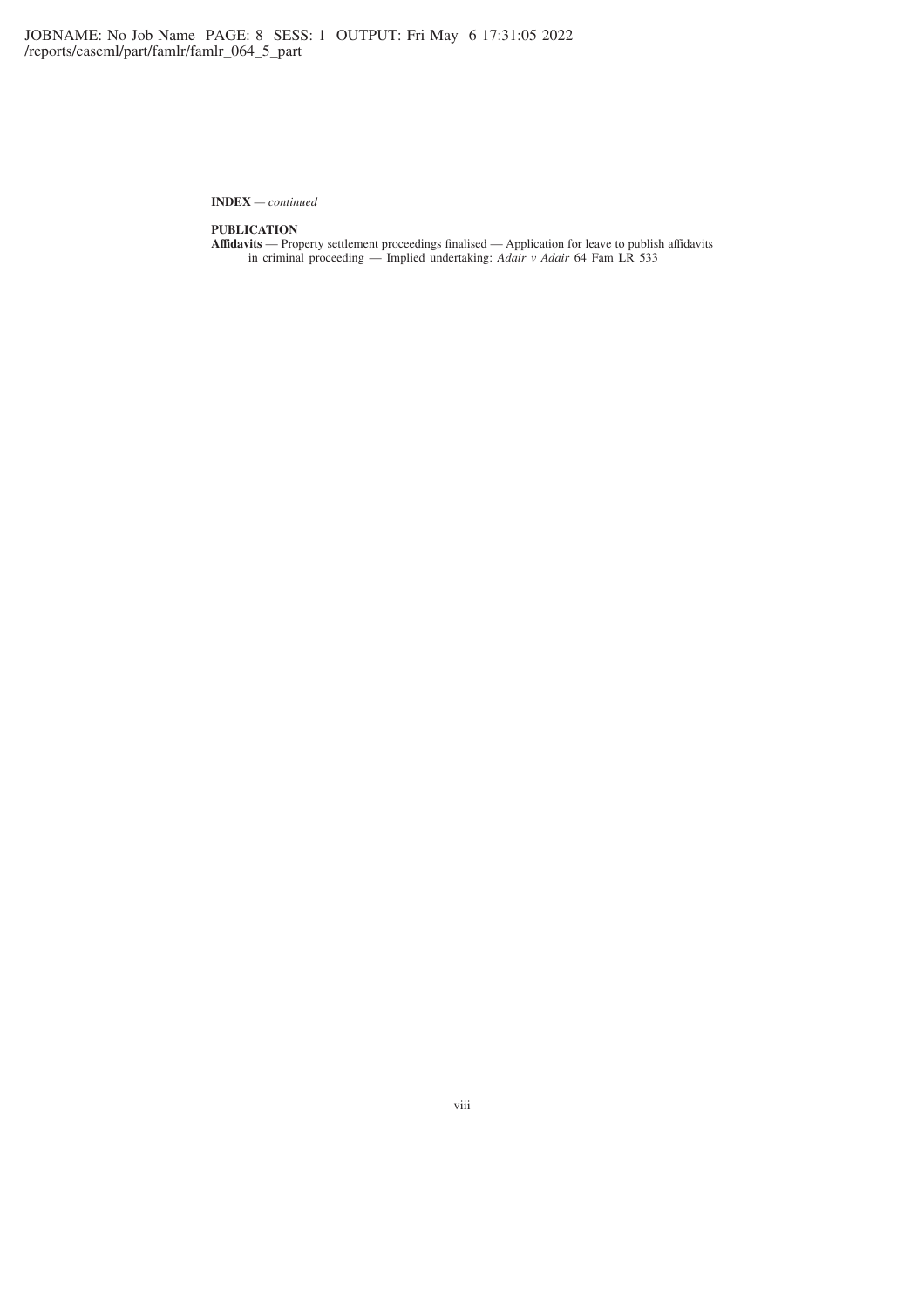**INDEX** — *continued*

**PUBLICATION**

**Affidavits** — Property settlement proceedings finalised — Application for leave to publish affidavits in criminal proceeding — Implied undertaking: *Adair v Adair* 64 Fam LR 533